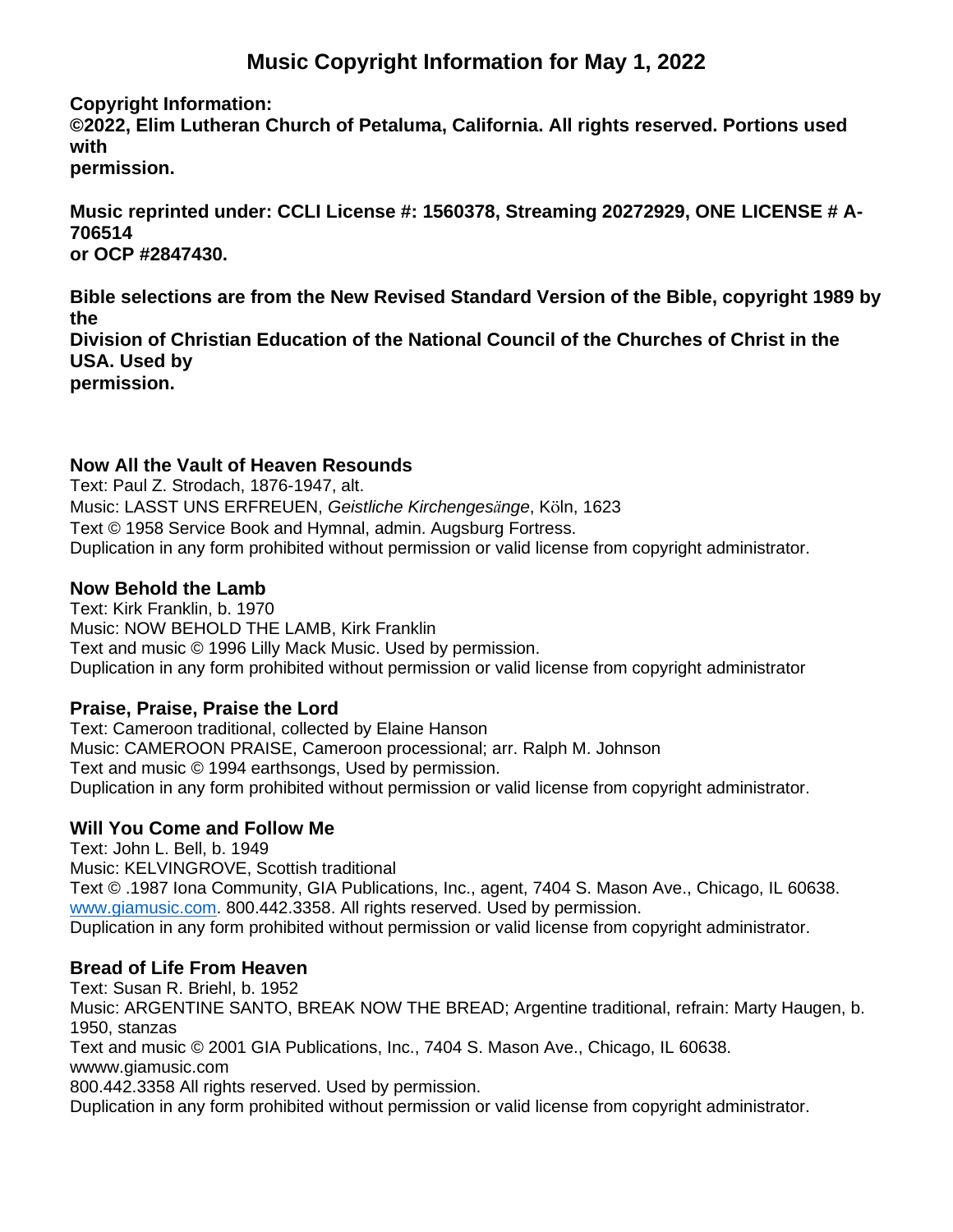# Music Copyright Information for May 1, 2022

**Copyright Information:**
**©2022, Elim Lutheran Church of Petaluma, California. All rights reserved. Portions used with permission.**

**Music reprinted under: CCLI License #: 1560378, Streaming 20272929, ONE LICENSE # A-706514 or OCP #2847430.**

**Bible selections are from the New Revised Standard Version of the Bible, copyright 1989 by the Division of Christian Education of the National Council of the Churches of Christ in the USA. Used by permission.**

### Now All the Vault of Heaven Resounds

Text: Paul Z. Strodach, 1876-1947, alt.
Music: LASST UNS ERFREUEN, *Geistliche Kirchengesänge*, Köln, 1623
Text © 1958 Service Book and Hymnal, admin. Augsburg Fortress.
Duplication in any form prohibited without permission or valid license from copyright administrator.

### Now Behold the Lamb

Text: Kirk Franklin, b. 1970
Music: NOW BEHOLD THE LAMB, Kirk Franklin
Text and music © 1996 Lilly Mack Music. Used by permission.
Duplication in any form prohibited without permission or valid license from copyright administrator

### Praise, Praise, Praise the Lord

Text: Cameroon traditional, collected by Elaine Hanson
Music: CAMEROON PRAISE, Cameroon processional; arr. Ralph M. Johnson
Text and music © 1994 earthsongs, Used by permission.
Duplication in any form prohibited without permission or valid license from copyright administrator.

### Will You Come and Follow Me

Text: John L. Bell, b. 1949
Music: KELVINGROVE, Scottish traditional
Text © .1987 Iona Community, GIA Publications, Inc., agent, 7404 S. Mason Ave., Chicago, IL 60638. www.giamusic.com. 800.442.3358. All rights reserved. Used by permission.
Duplication in any form prohibited without permission or valid license from copyright administrator.

### Bread of Life From Heaven

Text: Susan R. Briehl, b. 1952
Music: ARGENTINE SANTO, BREAK NOW THE BREAD; Argentine traditional, refrain: Marty Haugen, b. 1950, stanzas
Text and music © 2001 GIA Publications, Inc., 7404 S. Mason Ave., Chicago, IL 60638.
wwww.giamusic.com
800.442.3358 All rights reserved. Used by permission.
Duplication in any form prohibited without permission or valid license from copyright administrator.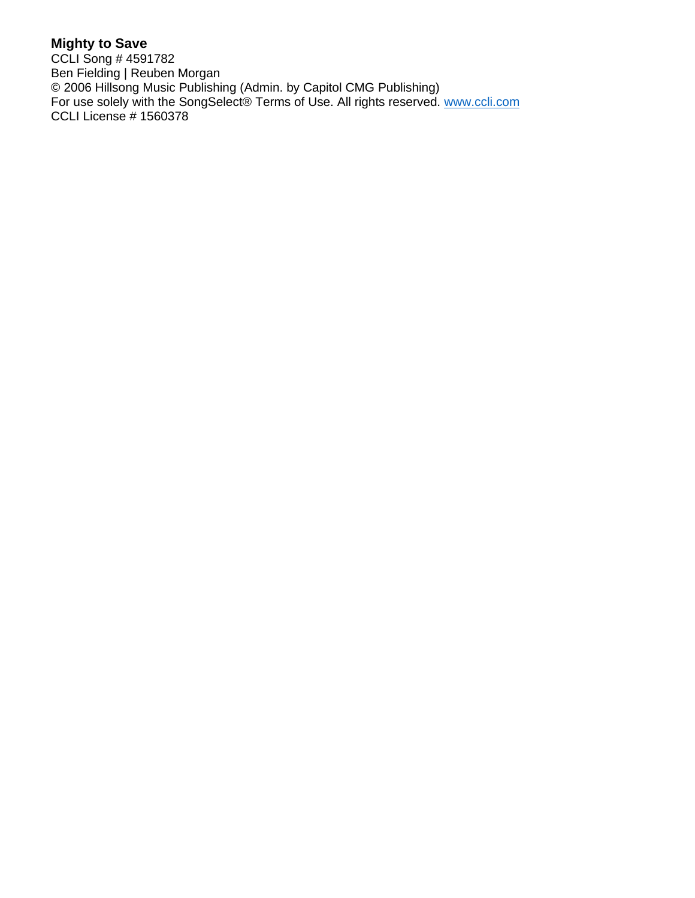**Mighty to Save**
CCLI Song # 4591782
Ben Fielding | Reuben Morgan
© 2006 Hillsong Music Publishing (Admin. by Capitol CMG Publishing)
For use solely with the SongSelect® Terms of Use. All rights reserved. www.ccli.com
CCLI License # 1560378